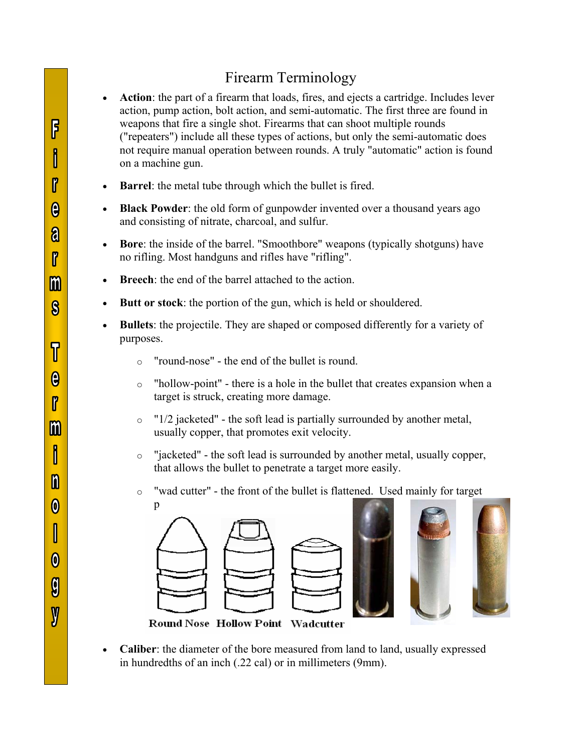# Firearm Terminology

- **Action**: the part of a firearm that loads, fires, and ejects a cartridge. Includes lever action, pump action, bolt action, and semi-automatic. The first three are found in weapons that fire a single shot. Firearms that can shoot multiple rounds ("repeaters") include all these types of actions, but only the semi-automatic does not require manual operation between rounds. A truly "automatic" action is found on a machine gun.

- **Barrel**: the metal tube through which the bullet is fired.

- **Black Powder**: the old form of gunpowder invented over a thousand years ago and consisting of nitrate, charcoal, and sulfur.

- **Bore**: the inside of the barrel. "Smoothbore" weapons (typically shotguns) have no rifling. Most handguns and rifles have "rifling".

- **Breech**: the end of the barrel attached to the action.

- **Butt or stock**: the portion of the gun, which is held or shouldered.

- **Bullets**: the projectile. They are shaped or composed differently for a variety of purposes.
  - "round-nose" - the end of the bullet is round.
  - "hollow-point" - there is a hole in the bullet that creates expansion when a target is struck, creating more damage.
  - "1/2 jacketed" - the soft lead is partially surrounded by another metal, usually copper, that promotes exit velocity.
  - "jacketed" - the soft lead is surrounded by another metal, usually copper, that allows the bullet to penetrate a target more easily.
  - "wad cutter" - the front of the bullet is flattened. Used mainly for target p

Round Nose Hollow Point Wadcutter

- **Caliber**: the diameter of the bore measured from land to land, usually expressed in hundredths of an inch (.22 cal) or in millimeters (9mm).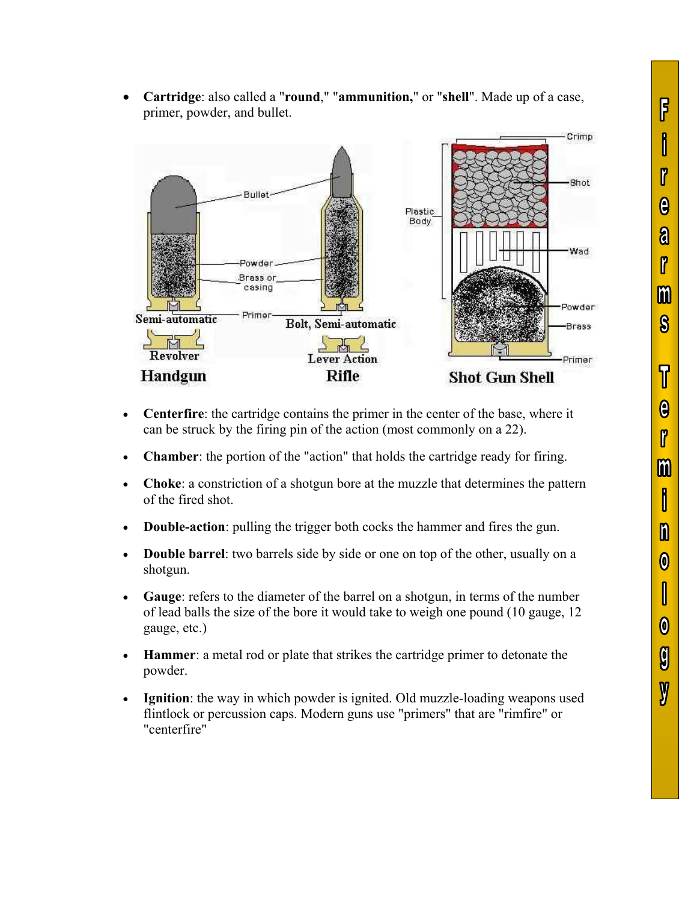- **Cartridge**: also called a "**round**," "**ammunition,**" or "**shell**". Made up of a case, primer, powder, and bullet.

- **Centerfire**: the cartridge contains the primer in the center of the base, where it can be struck by the firing pin of the action (most commonly on a 22).

- **Chamber**: the portion of the "action" that holds the cartridge ready for firing.

- **Choke**: a constriction of a shotgun bore at the muzzle that determines the pattern of the fired shot.

- **Double-action**: pulling the trigger both cocks the hammer and fires the gun.

- **Double barrel**: two barrels side by side or one on top of the other, usually on a shotgun.

- **Gauge**: refers to the diameter of the barrel on a shotgun, in terms of the number of lead balls the size of the bore it would take to weigh one pound (10 gauge, 12 gauge, etc.)

- **Hammer**: a metal rod or plate that strikes the cartridge primer to detonate the powder.

- **Ignition**: the way in which powder is ignited. Old muzzle-loading weapons used flintlock or percussion caps. Modern guns use "primers" that are "rimfire" or "centerfire"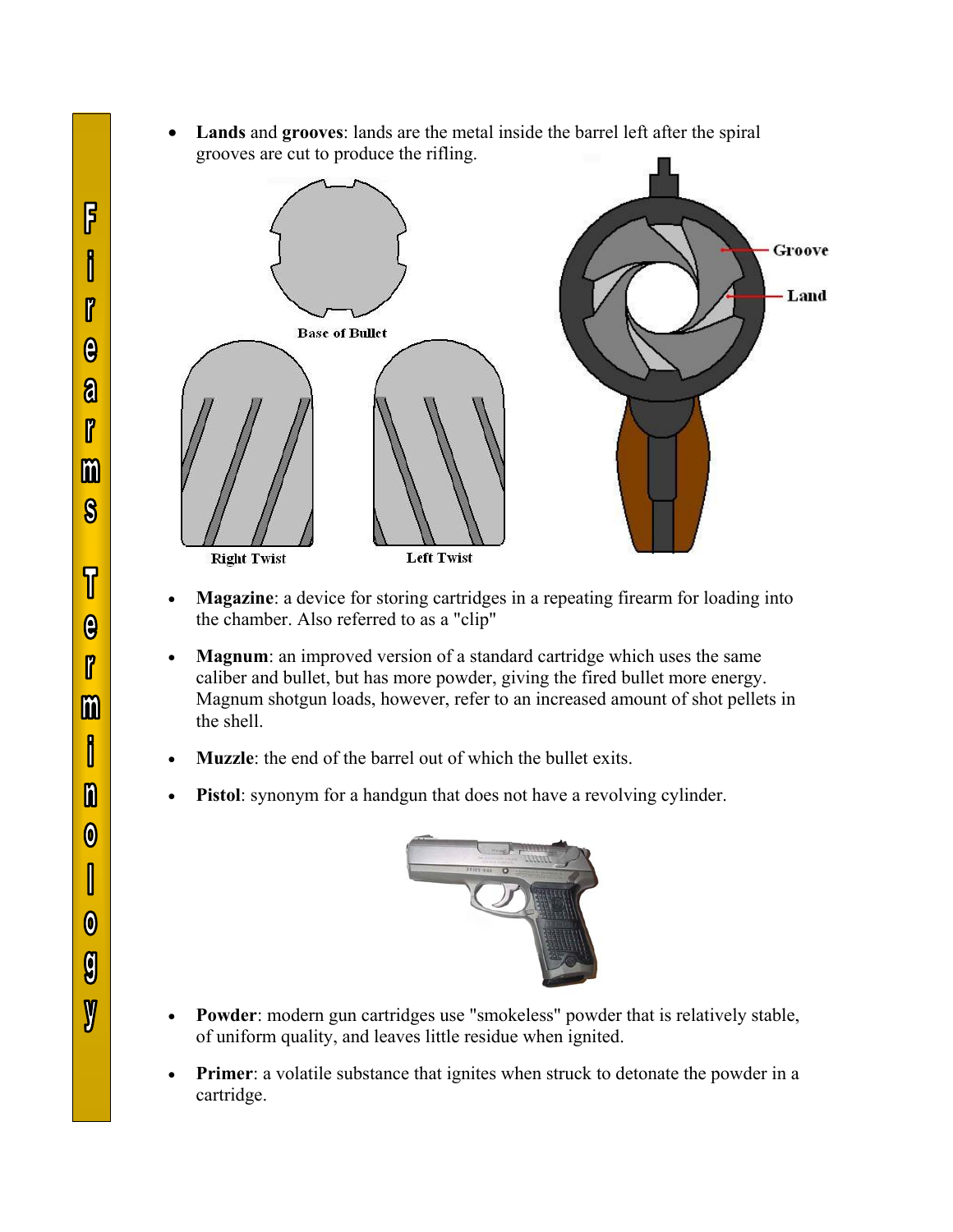- **Lands** and **grooves**: lands are the metal inside the barrel left after the spiral grooves are cut to produce the rifling.

Base of Bullet

Right Twist

Left Twist

Groove

Land

- **Magazine**: a device for storing cartridges in a repeating firearm for loading into the chamber. Also referred to as a "clip"
- **Magnum**: an improved version of a standard cartridge which uses the same caliber and bullet, but has more powder, giving the fired bullet more energy. Magnum shotgun loads, however, refer to an increased amount of shot pellets in the shell.
- **Muzzle**: the end of the barrel out of which the bullet exits.
- **Pistol**: synonym for a handgun that does not have a revolving cylinder.
- **Powder**: modern gun cartridges use "smokeless" powder that is relatively stable, of uniform quality, and leaves little residue when ignited.
- **Primer**: a volatile substance that ignites when struck to detonate the powder in a cartridge.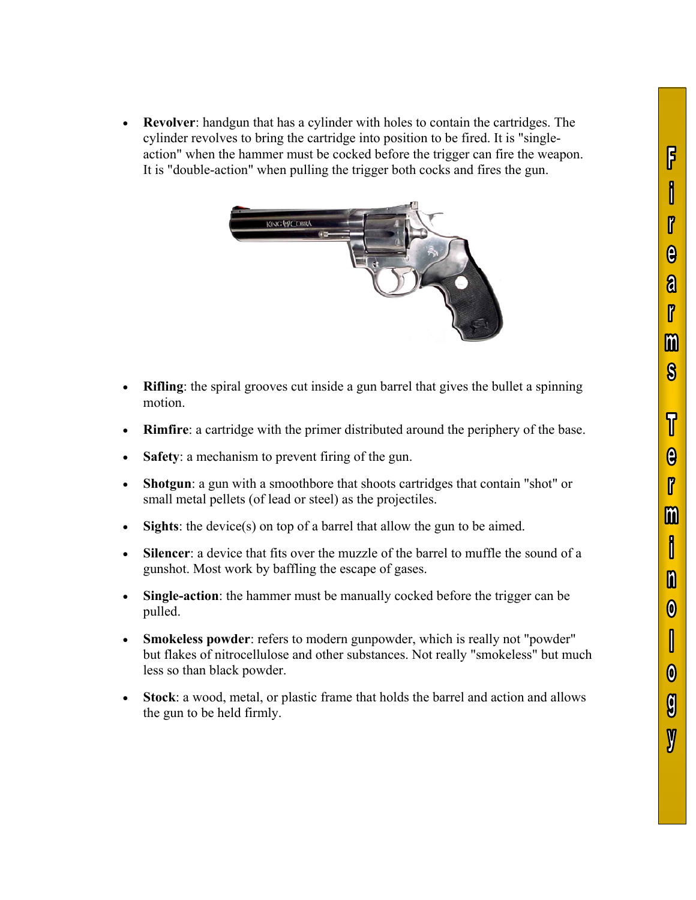- **Revolver**: handgun that has a cylinder with holes to contain the cartridges. The cylinder revolves to bring the cartridge into position to be fired. It is "single-action" when the hammer must be cocked before the trigger can fire the weapon. It is "double-action" when pulling the trigger both cocks and fires the gun.

- **Rifling**: the spiral grooves cut inside a gun barrel that gives the bullet a spinning motion.

- **Rimfire**: a cartridge with the primer distributed around the periphery of the base.

- **Safety**: a mechanism to prevent firing of the gun.

- **Shotgun**: a gun with a smoothbore that shoots cartridges that contain "shot" or small metal pellets (of lead or steel) as the projectiles.

- **Sights**: the device(s) on top of a barrel that allow the gun to be aimed.

- **Silencer**: a device that fits over the muzzle of the barrel to muffle the sound of a gunshot. Most work by baffling the escape of gases.

- **Single-action**: the hammer must be manually cocked before the trigger can be pulled.

- **Smokeless powder**: refers to modern gunpowder, which is really not "powder" but flakes of nitrocellulose and other substances. Not really "smokeless" but much less so than black powder.

- **Stock**: a wood, metal, or plastic frame that holds the barrel and action and allows the gun to be held firmly.